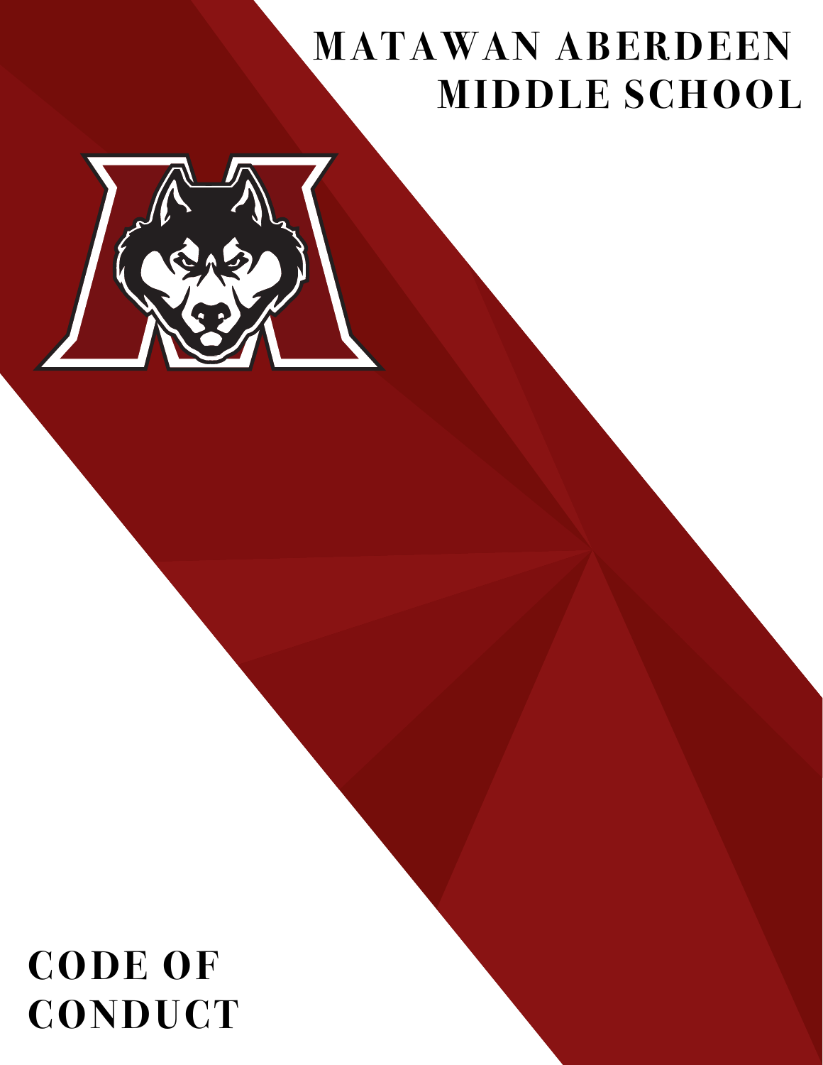# MATAWAN ABERDEEN MIDDLE SCHOOL

# CODE OF CONDUCT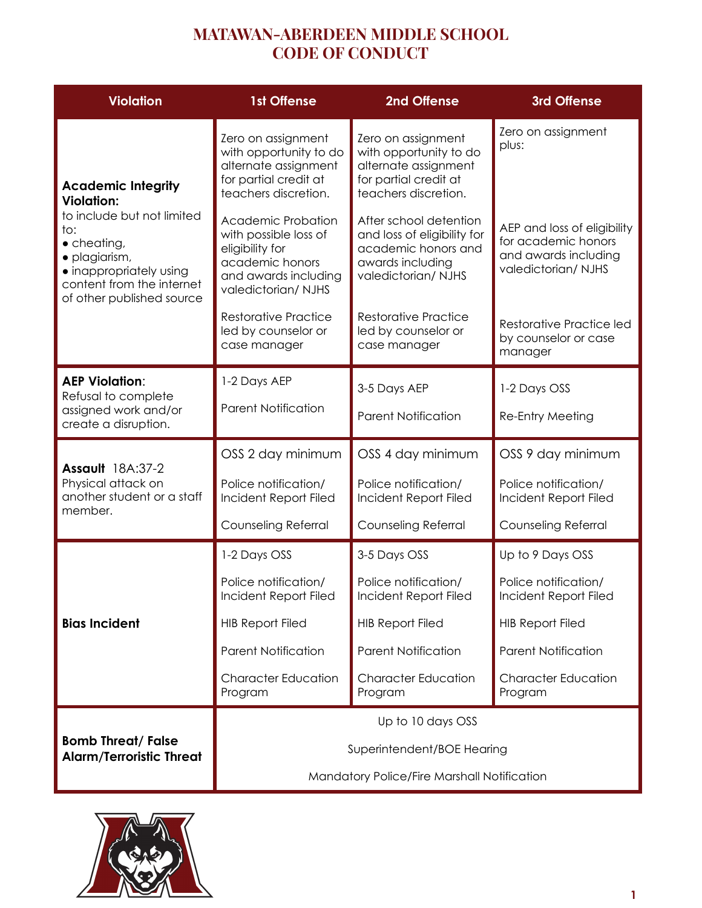# MATAWAN-ABERDEEN MIDDLE SCHOOL CODE OF CONDUCT

| Violation | 1st Offense | 2nd Offense | 3rd Offense |
|---|---|---|---|
| **Academic Integrity Violation:** to include but not limited to: • cheating, • plagiarism, • inappropriately using content from the internet of other published source | Zero on assignment with opportunity to do alternate assignment for partial credit at teachers discretion.<br><br>Academic Probation with possible loss of eligibility for academic honors and awards including valedictorian/ NJHS<br><br>Restorative Practice led by counselor or case manager | Zero on assignment with opportunity to do alternate assignment for partial credit at teachers discretion.<br><br>After school detention and loss of eligibility for academic honors and awards including valedictorian/ NJHS<br><br>Restorative Practice led by counselor or case manager | Zero on assignment plus:<br><br>AEP and loss of eligibility for academic honors and awards including valedictorian/ NJHS<br><br>Restorative Practice led by counselor or case manager |
| **AEP Violation**: Refusal to complete assigned work and/or create a disruption. | 1-2 Days AEP<br><br>Parent Notification | 3-5 Days AEP<br><br>Parent Notification | 1-2 Days OSS<br><br>Re-Entry Meeting |
| **Assault** 18A:37-2 Physical attack on another student or a staff member. | OSS 2 day minimum<br><br>Police notification/ Incident Report Filed<br><br>Counseling Referral | OSS 4 day minimum<br><br>Police notification/ Incident Report Filed<br><br>Counseling Referral | OSS 9 day minimum<br><br>Police notification/ Incident Report Filed<br><br>Counseling Referral |
| **Bias Incident** | 1-2 Days OSS<br><br>Police notification/ Incident Report Filed<br><br>HIB Report Filed<br><br>Parent Notification<br><br>Character Education Program | 3-5 Days OSS<br><br>Police notification/ Incident Report Filed<br><br>HIB Report Filed<br><br>Parent Notification<br><br>Character Education Program | Up to 9 Days OSS<br><br>Police notification/ Incident Report Filed<br><br>HIB Report Filed<br><br>Parent Notification<br><br>Character Education Program |
| **Bomb Threat/ False Alarm/Terroristic Threat** | Up to 10 days OSS<br><br>Superintendent/BOE Hearing<br><br>Mandatory Police/Fire Marshall Notification | | |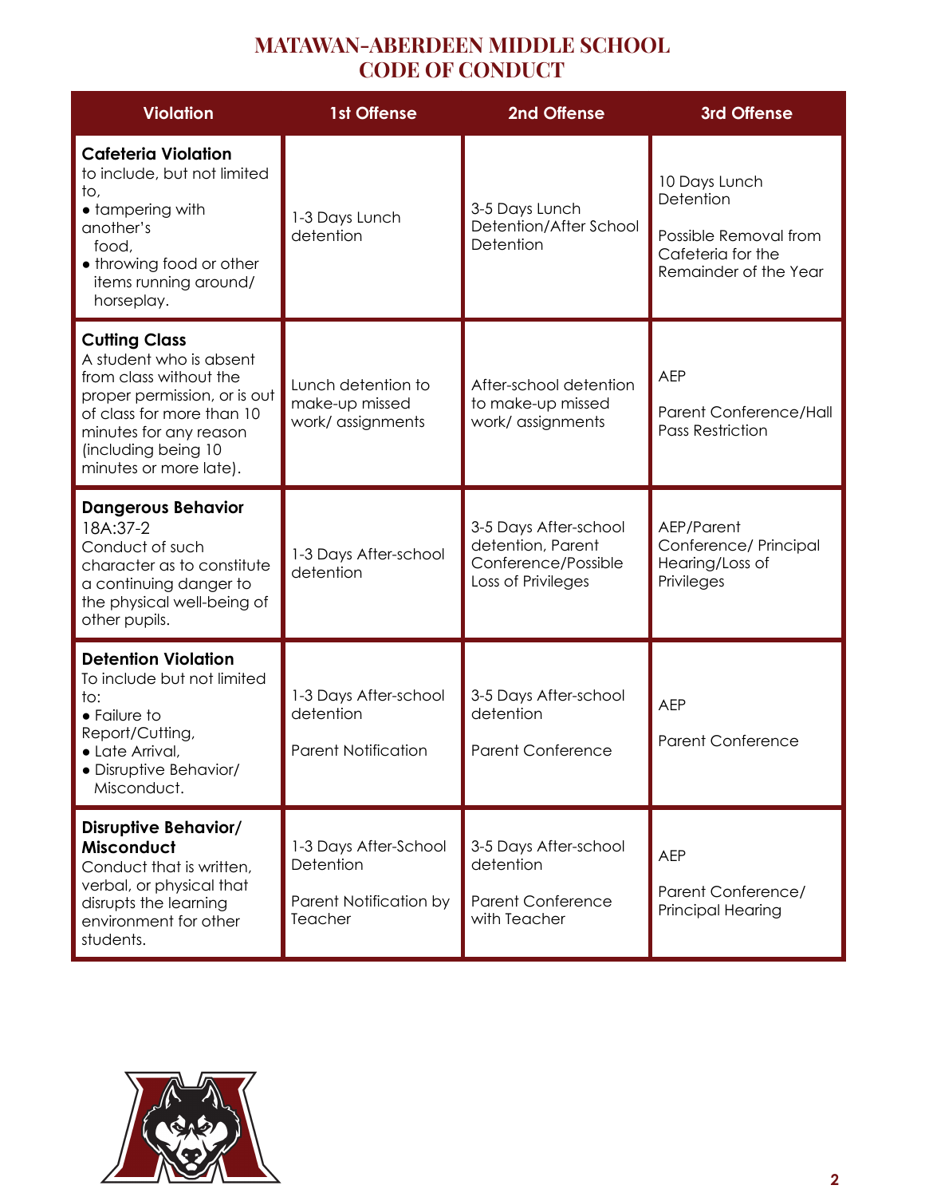# MATAWAN-ABERDEEN MIDDLE SCHOOL
# CODE OF CONDUCT

| Violation | 1st Offense | 2nd Offense | 3rd Offense |
|---|---|---|---|
| **Cafeteria Violation** to include, but not limited to, • tampering with another's food, • throwing food or other items running around/ horseplay. | 1-3 Days Lunch detention | 3-5 Days Lunch Detention/After School Detention | 10 Days Lunch Detention<br><br>Possible Removal from Cafeteria for the Remainder of the Year |
| **Cutting Class** A student who is absent from class without the proper permission, or is out of class for more than 10 minutes for any reason (including being 10 minutes or more late). | Lunch detention to make-up missed work/ assignments | After-school detention to make-up missed work/ assignments | AEP<br><br>Parent Conference/Hall Pass Restriction |
| **Dangerous Behavior** 18A:37-2 Conduct of such character as to constitute a continuing danger to the physical well-being of other pupils. | 1-3 Days After-school detention | 3-5 Days After-school detention, Parent Conference/Possible Loss of Privileges | AEP/Parent Conference/ Principal Hearing/Loss of Privileges |
| **Detention Violation** To include but not limited to: • Failure to Report/Cutting, • Late Arrival, • Disruptive Behavior/ Misconduct. | 1-3 Days After-school detention<br><br>Parent Notification | 3-5 Days After-school detention<br><br>Parent Conference | AEP<br><br>Parent Conference |
| **Disruptive Behavior/ Misconduct** Conduct that is written, verbal, or physical that disrupts the learning environment for other students. | 1-3 Days After-School Detention<br><br>Parent Notification by Teacher | 3-5 Days After-school detention<br><br>Parent Conference with Teacher | AEP<br><br>Parent Conference/ Principal Hearing |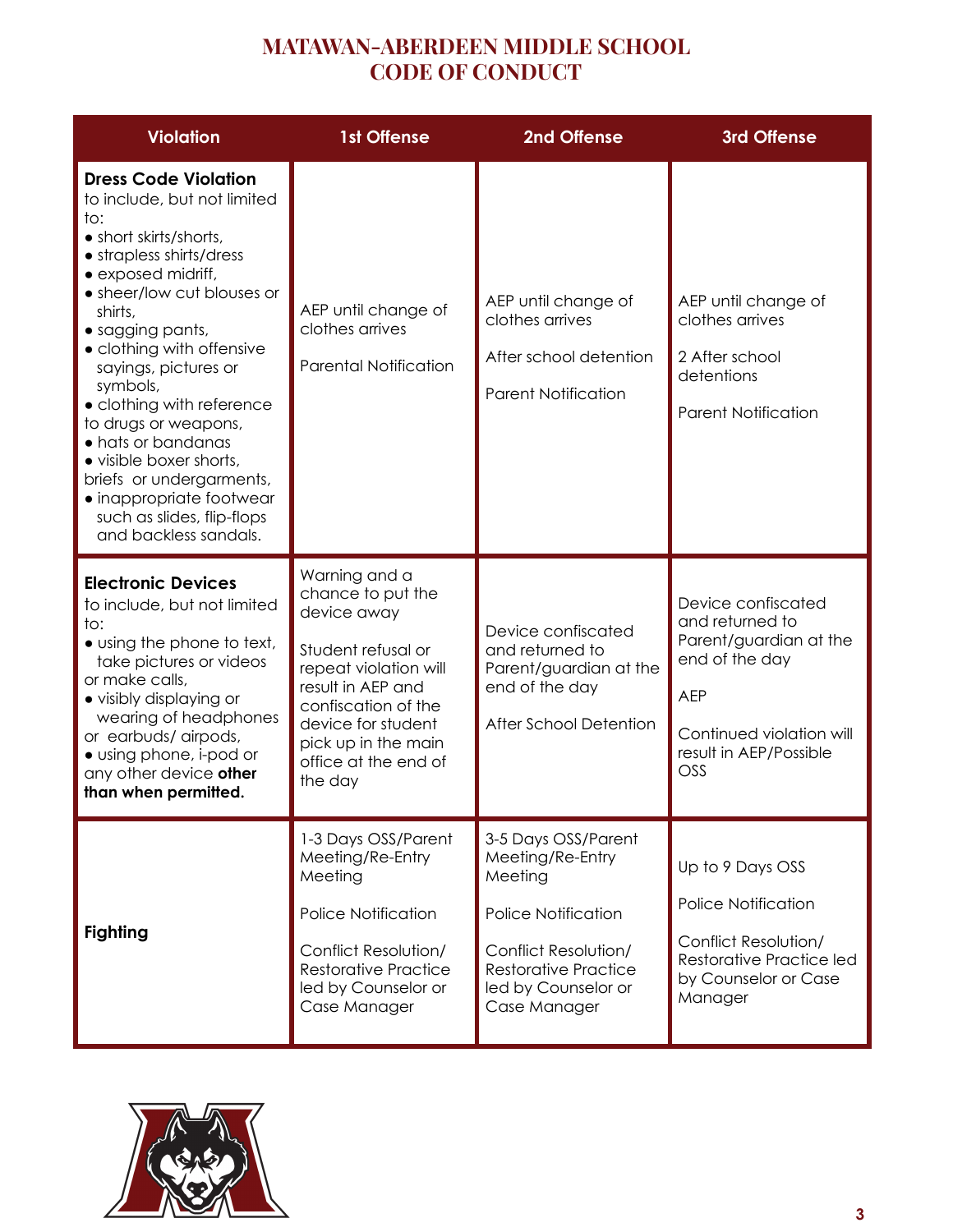# MATAWAN-ABERDEEN MIDDLE SCHOOL
# CODE OF CONDUCT

| Violation | 1st Offense | 2nd Offense | 3rd Offense |
|---|---|---|---|
| **Dress Code Violation** to include, but not limited to:<br>● short skirts/shorts,<br>● strapless shirts/dress<br>● exposed midriff,<br>● sheer/low cut blouses or shirts,<br>● sagging pants,<br>● clothing with offensive sayings, pictures or symbols,<br>● clothing with reference to drugs or weapons,<br>● hats or bandanas<br>● visible boxer shorts, briefs or undergarments,<br>● inappropriate footwear such as slides, flip-flops and backless sandals. | AEP until change of clothes arrives<br><br>Parental Notification | AEP until change of clothes arrives<br><br>After school detention<br><br>Parent Notification | AEP until change of clothes arrives<br><br>2 After school detentions<br><br>Parent Notification |
| **Electronic Devices** to include, but not limited to:<br>● using the phone to text, take pictures or videos or make calls,<br>● visibly displaying or wearing of headphones or earbuds/ airpods,<br>● using phone, i-pod or any other device **other than when permitted.** | Warning and a chance to put the device away<br><br>Student refusal or repeat violation will result in AEP and confiscation of the device for student pick up in the main office at the end of the day | Device confiscated and returned to Parent/guardian at the end of the day<br><br>After School Detention | Device confiscated and returned to Parent/guardian at the end of the day<br><br>AEP<br><br>Continued violation will result in AEP/Possible OSS |
| **Fighting** | 1-3 Days OSS/Parent Meeting/Re-Entry Meeting<br><br>Police Notification<br><br>Conflict Resolution/ Restorative Practice led by Counselor or Case Manager | 3-5 Days OSS/Parent Meeting/Re-Entry Meeting<br><br>Police Notification<br><br>Conflict Resolution/ Restorative Practice led by Counselor or Case Manager | Up to 9 Days OSS<br><br>Police Notification<br><br>Conflict Resolution/ Restorative Practice led by Counselor or Case Manager |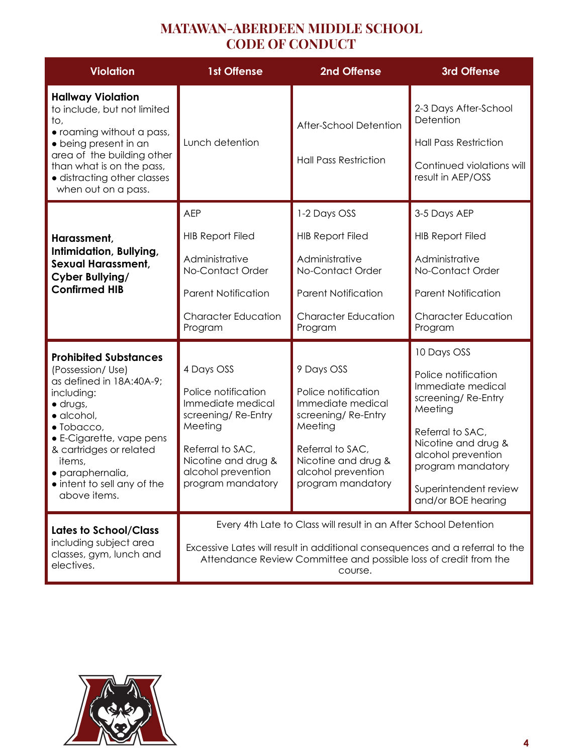# MATAWAN-ABERDEEN MIDDLE SCHOOL
# CODE OF CONDUCT

| Violation | 1st Offense | 2nd Offense | 3rd Offense |
|---|---|---|---|
| **Hallway Violation** to include, but not limited to, <br>• roaming without a pass, <br>• being present in an area of the building other than what is on the pass, <br>• distracting other classes when out on a pass. | Lunch detention | After-School Detention <br><br> Hall Pass Restriction | 2-3 Days After-School Detention <br><br> Hall Pass Restriction <br><br> Continued violations will result in AEP/OSS |
| **Harassment, Intimidation, Bullying, Sexual Harassment, Cyber Bullying/ Confirmed HIB** | AEP <br><br> HIB Report Filed <br><br> Administrative No-Contact Order <br><br> Parent Notification <br><br> Character Education Program | 1-2 Days OSS <br><br> HIB Report Filed <br><br> Administrative No-Contact Order <br><br> Parent Notification <br><br> Character Education Program | 3-5 Days AEP <br><br> HIB Report Filed <br><br> Administrative No-Contact Order <br><br> Parent Notification <br><br> Character Education Program |
| **Prohibited Substances** (Possession/ Use) as defined in 18A:40A-9; including: <br>• drugs, <br>• alcohol, <br>• Tobacco, <br>• E-Cigarette, vape pens & cartridges or related items, <br>• paraphernalia, <br>• intent to sell any of the above items. | 4 Days OSS <br><br> Police notification Immediate medical screening/ Re-Entry Meeting <br><br> Referral to SAC, Nicotine and drug & alcohol prevention program mandatory | 9 Days OSS <br><br> Police notification Immediate medical screening/ Re-Entry Meeting <br><br> Referral to SAC, Nicotine and drug & alcohol prevention program mandatory | 10 Days OSS <br><br> Police notification Immediate medical screening/ Re-Entry Meeting <br><br> Referral to SAC, Nicotine and drug & alcohol prevention program mandatory <br><br> Superintendent review and/or BOE hearing |
| **Lates to School/Class** including subject area classes, gym, lunch and electives. | Every 4th Late to Class will result in an After School Detention <br><br> Excessive Lates will result in additional consequences and a referral to the Attendance Review Committee and possible loss of credit from the course. | | |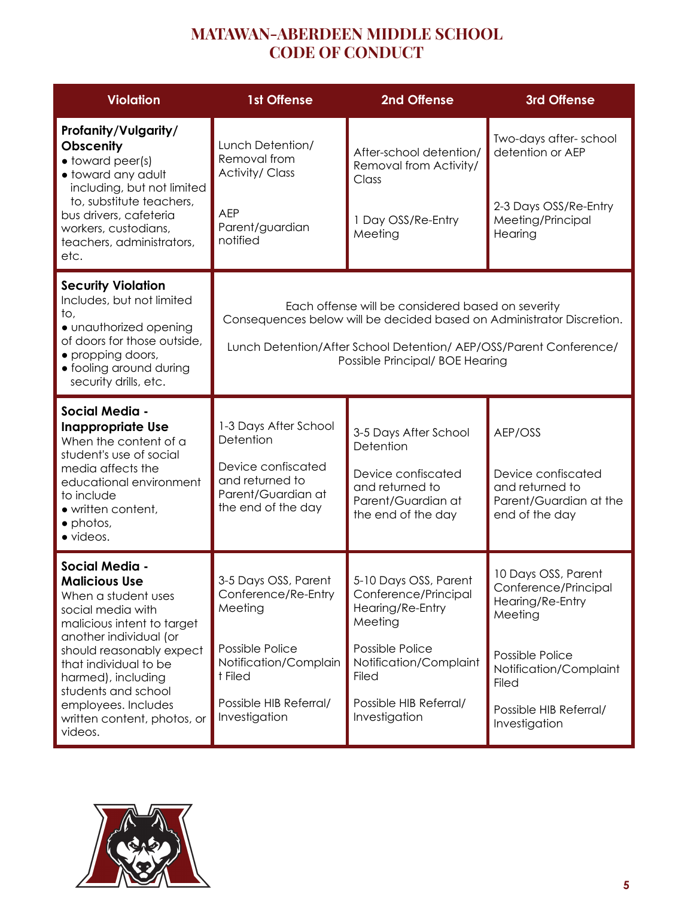# MATAWAN-ABERDEEN MIDDLE SCHOOL CODE OF CONDUCT

| Violation | 1st Offense | 2nd Offense | 3rd Offense |
| --- | --- | --- | --- |
| **Profanity/Vulgarity/ Obscenity**<br>• toward peer(s)<br>• toward any adult including, but not limited to, substitute teachers, bus drivers, cafeteria workers, custodians, teachers, administrators, etc. | Lunch Detention/ Removal from Activity/ Class<br><br>AEP Parent/guardian notified | After-school detention/ Removal from Activity/ Class<br><br>1 Day OSS/Re-Entry Meeting | Two-days after- school detention or AEP<br><br>2-3 Days OSS/Re-Entry Meeting/Principal Hearing |
| **Security Violation**<br>Includes, but not limited to,<br>• unauthorized opening of doors for those outside,<br>• propping doors,<br>• fooling around during security drills, etc. | Each offense will be considered based on severity Consequences below will be decided based on Administrator Discretion.<br><br>Lunch Detention/After School Detention/ AEP/OSS/Parent Conference/ Possible Principal/ BOE Hearing | | |
| **Social Media - Inappropriate Use**<br>When the content of a student's use of social media affects the educational environment to include<br>• written content,<br>• photos,<br>• videos. | 1-3 Days After School Detention<br><br>Device confiscated and returned to Parent/Guardian at the end of the day | 3-5 Days After School Detention<br><br>Device confiscated and returned to Parent/Guardian at the end of the day | AEP/OSS<br><br>Device confiscated and returned to Parent/Guardian at the end of the day |
| **Social Media - Malicious Use**<br>When a student uses social media with malicious intent to target another individual (or should reasonably expect that individual to be harmed), including students and school employees. Includes written content, photos, or videos. | 3-5 Days OSS, Parent Conference/Re-Entry Meeting<br><br>Possible Police Notification/Complaint Filed<br><br>Possible HIB Referral/ Investigation | 5-10 Days OSS, Parent Conference/Principal Hearing/Re-Entry Meeting<br><br>Possible Police Notification/Complaint Filed<br><br>Possible HIB Referral/ Investigation | 10 Days OSS, Parent Conference/Principal Hearing/Re-Entry Meeting<br><br>Possible Police Notification/Complaint Filed<br><br>Possible HIB Referral/ Investigation |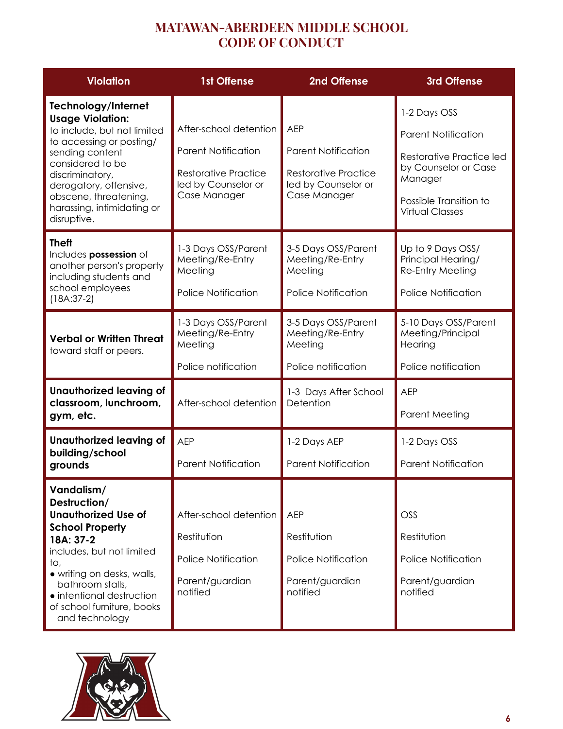# MATAWAN-ABERDEEN MIDDLE SCHOOL
# CODE OF CONDUCT

| Violation | 1st Offense | 2nd Offense | 3rd Offense |
|---|---|---|---|
| **Technology/Internet Usage Violation:** to include, but not limited to accessing or posting/ sending content considered to be discriminatory, derogatory, offensive, obscene, threatening, harassing, intimidating or disruptive. | After-school detention<br><br>Parent Notification<br><br>Restorative Practice led by Counselor or Case Manager | AEP<br><br>Parent Notification<br><br>Restorative Practice led by Counselor or Case Manager | 1-2 Days OSS<br><br>Parent Notification<br><br>Restorative Practice led by Counselor or Case Manager<br><br>Possible Transition to Virtual Classes |
| **Theft** Includes **possession** of another person's property including students and school employees (18A:37-2) | 1-3 Days OSS/Parent Meeting/Re-Entry Meeting<br><br>Police Notification | 3-5 Days OSS/Parent Meeting/Re-Entry Meeting<br><br>Police Notification | Up to 9 Days OSS/ Principal Hearing/ Re-Entry Meeting<br><br>Police Notification |
| **Verbal or Written Threat** toward staff or peers. | 1-3 Days OSS/Parent Meeting/Re-Entry Meeting<br><br>Police notification | 3-5 Days OSS/Parent Meeting/Re-Entry Meeting<br><br>Police notification | 5-10 Days OSS/Parent Meeting/Principal Hearing<br><br>Police notification |
| **Unauthorized leaving of classroom, lunchroom, gym, etc.** | After-school detention | 1-3 Days After School Detention | AEP<br><br>Parent Meeting |
| **Unauthorized leaving of building/school grounds** | AEP<br><br>Parent Notification | 1-2 Days AEP<br><br>Parent Notification | 1-2 Days OSS<br><br>Parent Notification |
| **Vandalism/ Destruction/ Unauthorized Use of School Property 18A: 37-2** includes, but not limited to,<br>• writing on desks, walls, bathroom stalls,<br>• intentional destruction of school furniture, books and technology | After-school detention<br><br>Restitution<br><br>Police Notification<br><br>Parent/guardian notified | AEP<br><br>Restitution<br><br>Police Notification<br><br>Parent/guardian notified | OSS<br><br>Restitution<br><br>Police Notification<br><br>Parent/guardian notified |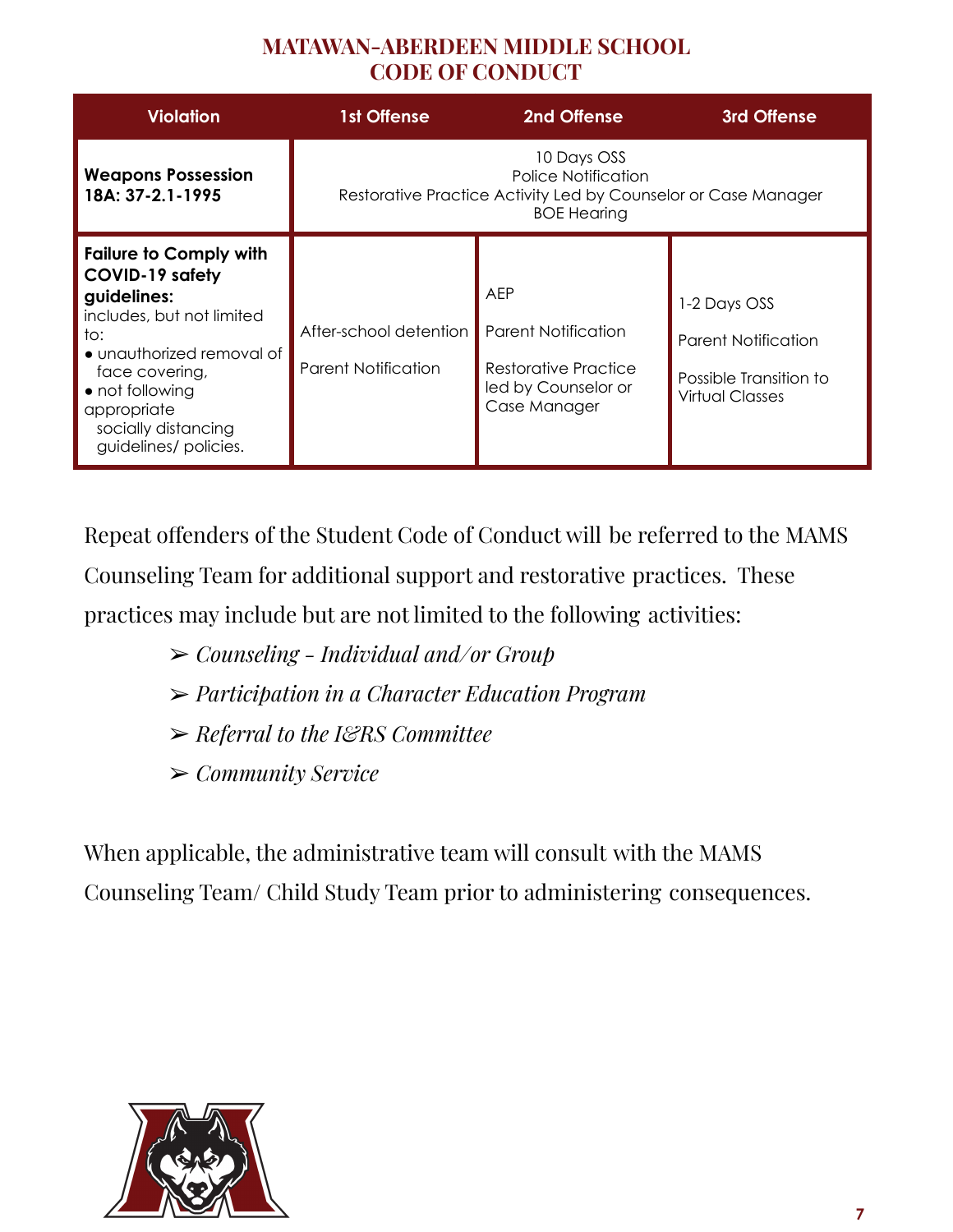# MATAWAN-ABERDEEN MIDDLE SCHOOL
# CODE OF CONDUCT

| Violation | 1st Offense | 2nd Offense | 3rd Offense |
|---|---|---|---|
| **Weapons Possession 18A: 37-2.1-1995** | 10 Days OSS<br>Police Notification<br>Restorative Practice Activity Led by Counselor or Case Manager<br>BOE Hearing | | |
| **Failure to Comply with COVID-19 safety guidelines:** includes, but not limited to:<br>• unauthorized removal of face covering,<br>• not following appropriate socially distancing guidelines/ policies. | After-school detention<br><br>Parent Notification | AEP<br><br>Parent Notification<br><br>Restorative Practice led by Counselor or Case Manager | 1-2 Days OSS<br><br>Parent Notification<br><br>Possible Transition to Virtual Classes |

Repeat offenders of the Student Code of Conduct will be referred to the MAMS Counseling Team for additional support and restorative practices. These practices may include but are not limited to the following activities:

- *Counseling - Individual and/or Group*
- *Participation in a Character Education Program*
- *Referral to the I&RS Committee*
- *Community Service*

When applicable, the administrative team will consult with the MAMS Counseling Team/ Child Study Team prior to administering consequences.